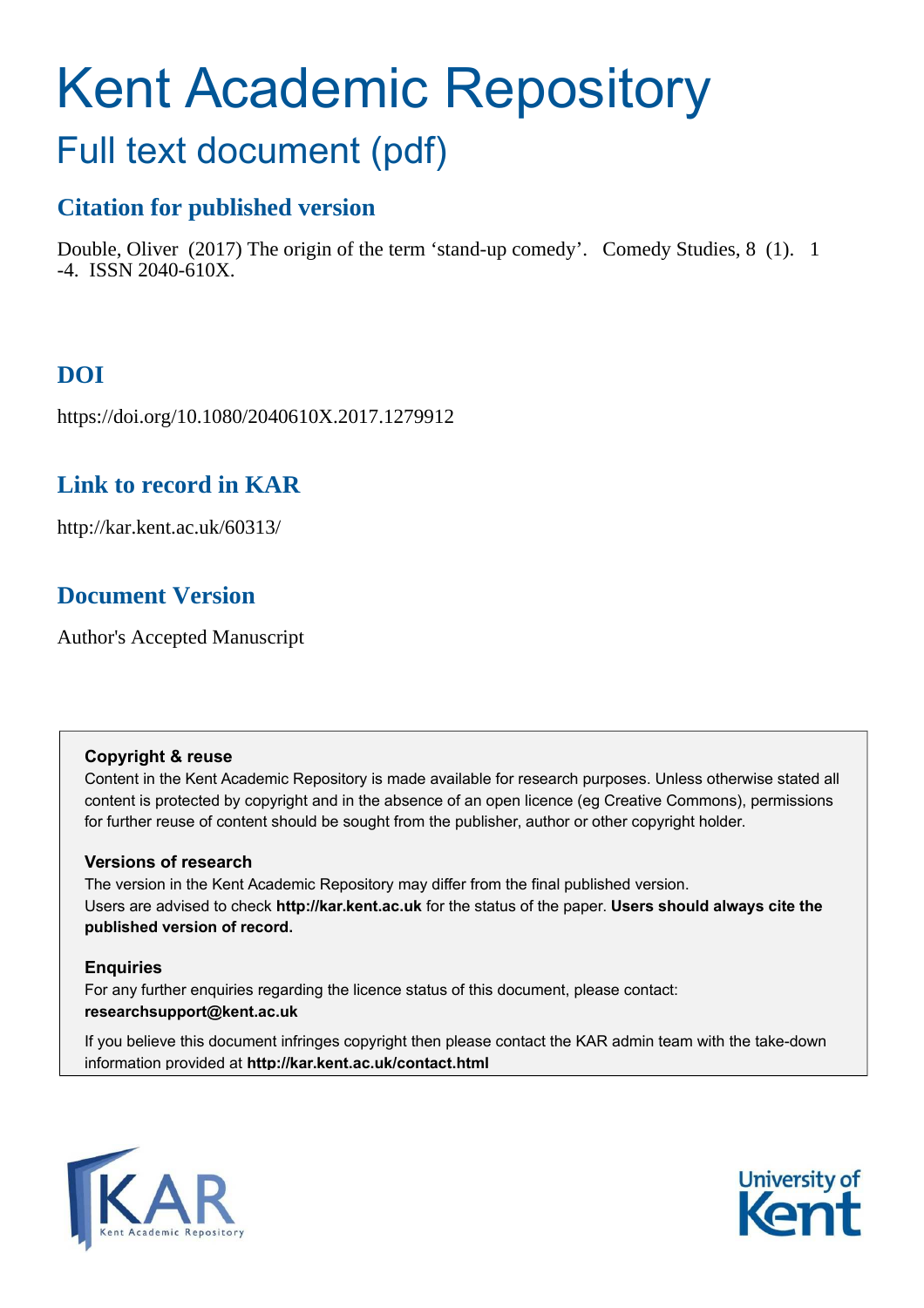# Kent Academic Repository

## Full text document (pdf)

### Citation for published version

Double, Oliver (2017) The origin of the term 'stand-up comedy'. Comedy Studies, 8 (1). 1 -4. ISSN 2040-610X.

### DOI

https://doi.org/10.1080/2040610X.2017.1279912

### Link to record in KAR

http://kar.kent.ac.uk/60313/

### Document Version

Author's Accepted Manuscript

**Copyright & reuse**

Content in the Kent Academic Repository is made available for research purposes. Unless otherwise stated all content is protected by copyright and in the absence of an open licence (eg Creative Commons), permissions for further reuse of content should be sought from the publisher, author or other copyright holder.

**Versions of research**

The version in the Kent Academic Repository may differ from the final published version. Users are advised to check **http://kar.kent.ac.uk** for the status of the paper. **Users should always cite the published version of record.**

**Enquiries**

For any further enquiries regarding the licence status of this document, please contact: **researchsupport@kent.ac.uk**

If you believe this document infringes copyright then please contact the KAR admin team with the take-down information provided at **http://kar.kent.ac.uk/contact.html**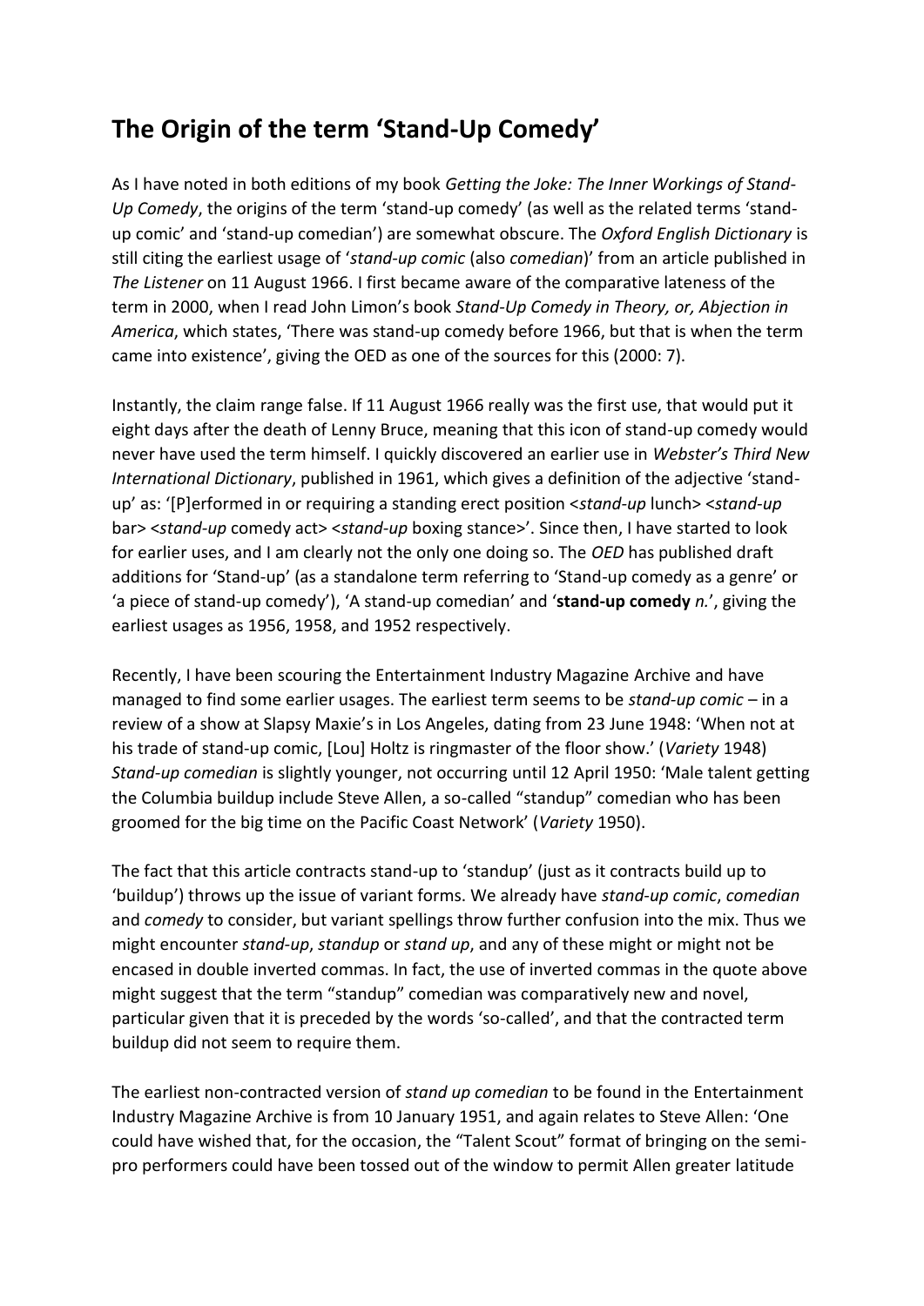## The Origin of the term 'Stand-Up Comedy'

As I have noted in both editions of my book *Getting the Joke: The Inner Workings of Stand-Up Comedy*, the origins of the term 'stand-up comedy' (as well as the related terms 'stand-up comic' and 'stand-up comedian') are somewhat obscure. The *Oxford English Dictionary* is still citing the earliest usage of '*stand-up comic* (also *comedian*)' from an article published in *The Listener* on 11 August 1966. I first became aware of the comparative lateness of the term in 2000, when I read John Limon's book *Stand-Up Comedy in Theory, or, Abjection in America*, which states, 'There was stand-up comedy before 1966, but that is when the term came into existence', giving the OED as one of the sources for this (2000: 7).

Instantly, the claim range false. If 11 August 1966 really was the first use, that would put it eight days after the death of Lenny Bruce, meaning that this icon of stand-up comedy would never have used the term himself. I quickly discovered an earlier use in *Webster's Third New International Dictionary*, published in 1961, which gives a definition of the adjective 'stand-up' as: '[P]erformed in or requiring a standing erect position <*stand-up* lunch> <*stand-up* bar> <*stand-up* comedy act> <*stand-up* boxing stance>'. Since then, I have started to look for earlier uses, and I am clearly not the only one doing so. The *OED* has published draft additions for 'Stand-up' (as a standalone term referring to 'Stand-up comedy as a genre' or 'a piece of stand-up comedy'), 'A stand-up comedian' and '**stand-up comedy** *n.*', giving the earliest usages as 1956, 1958, and 1952 respectively.

Recently, I have been scouring the Entertainment Industry Magazine Archive and have managed to find some earlier usages. The earliest term seems to be *stand-up comic* – in a review of a show at Slapsy Maxie's in Los Angeles, dating from 23 June 1948: 'When not at his trade of stand-up comic, [Lou] Holtz is ringmaster of the floor show.' (*Variety* 1948) *Stand-up comedian* is slightly younger, not occurring until 12 April 1950: 'Male talent getting the Columbia buildup include Steve Allen, a so-called "standup" comedian who has been groomed for the big time on the Pacific Coast Network' (*Variety* 1950).

The fact that this article contracts stand-up to 'standup' (just as it contracts build up to 'buildup') throws up the issue of variant forms. We already have *stand-up comic*, *comedian* and *comedy* to consider, but variant spellings throw further confusion into the mix. Thus we might encounter *stand-up*, *standup* or *stand up*, and any of these might or might not be encased in double inverted commas. In fact, the use of inverted commas in the quote above might suggest that the term "standup" comedian was comparatively new and novel, particular given that it is preceded by the words 'so-called', and that the contracted term buildup did not seem to require them.

The earliest non-contracted version of *stand up comedian* to be found in the Entertainment Industry Magazine Archive is from 10 January 1951, and again relates to Steve Allen: 'One could have wished that, for the occasion, the "Talent Scout" format of bringing on the semi-pro performers could have been tossed out of the window to permit Allen greater latitude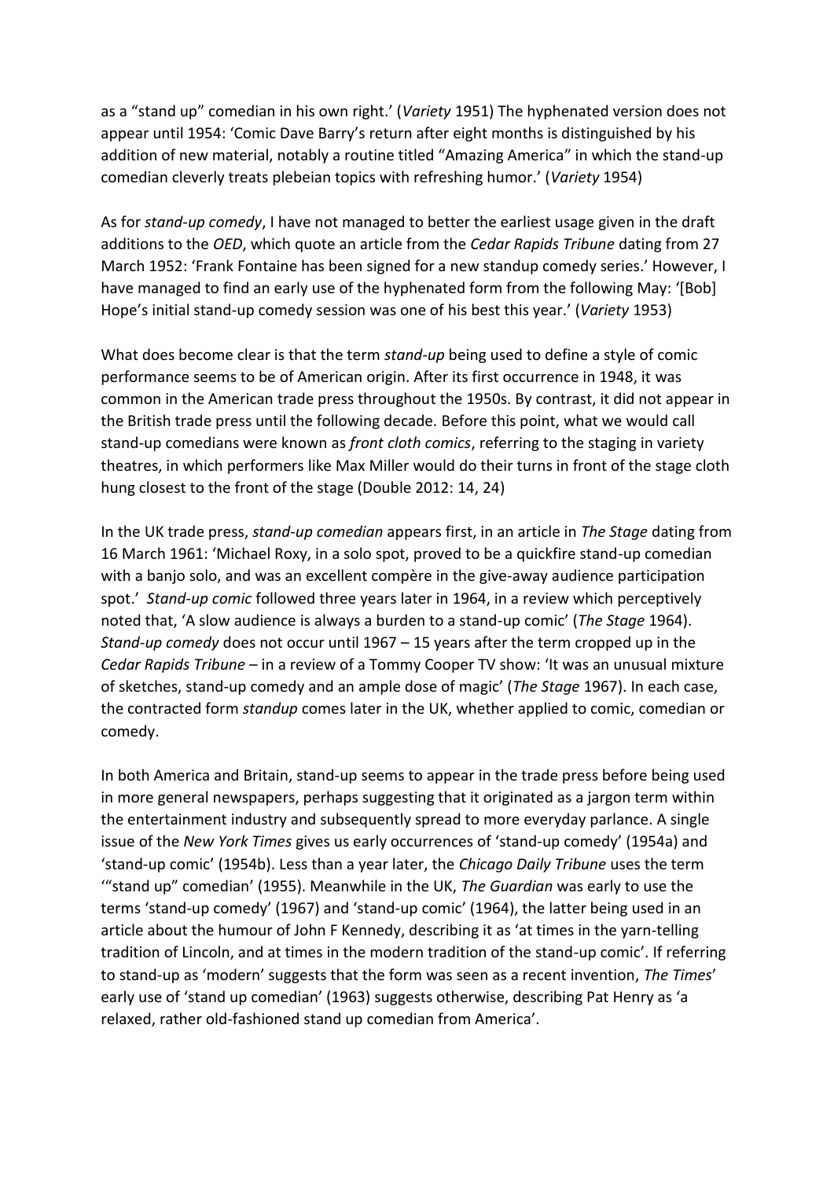as a "stand up" comedian in his own right.' (*Variety* 1951) The hyphenated version does not appear until 1954: 'Comic Dave Barry's return after eight months is distinguished by his addition of new material, notably a routine titled "Amazing America" in which the stand-up comedian cleverly treats plebeian topics with refreshing humor.' (*Variety* 1954)

As for *stand-up comedy*, I have not managed to better the earliest usage given in the draft additions to the *OED*, which quote an article from the *Cedar Rapids Tribune* dating from 27 March 1952: 'Frank Fontaine has been signed for a new standup comedy series.' However, I have managed to find an early use of the hyphenated form from the following May: '[Bob] Hope's initial stand-up comedy session was one of his best this year.' (*Variety* 1953)

What does become clear is that the term *stand-up* being used to define a style of comic performance seems to be of American origin. After its first occurrence in 1948, it was common in the American trade press throughout the 1950s. By contrast, it did not appear in the British trade press until the following decade. Before this point, what we would call stand-up comedians were known as *front cloth comics*, referring to the staging in variety theatres, in which performers like Max Miller would do their turns in front of the stage cloth hung closest to the front of the stage (Double 2012: 14, 24)

In the UK trade press, *stand-up comedian* appears first, in an article in *The Stage* dating from 16 March 1961: 'Michael Roxy, in a solo spot, proved to be a quickfire stand-up comedian with a banjo solo, and was an excellent compère in the give-away audience participation spot.' *Stand-up comic* followed three years later in 1964, in a review which perceptively noted that, 'A slow audience is always a burden to a stand-up comic' (*The Stage* 1964). *Stand-up comedy* does not occur until 1967 – 15 years after the term cropped up in the *Cedar Rapids Tribune* – in a review of a Tommy Cooper TV show: 'It was an unusual mixture of sketches, stand-up comedy and an ample dose of magic' (*The Stage* 1967). In each case, the contracted form *standup* comes later in the UK, whether applied to comic, comedian or comedy.

In both America and Britain, stand-up seems to appear in the trade press before being used in more general newspapers, perhaps suggesting that it originated as a jargon term within the entertainment industry and subsequently spread to more everyday parlance. A single issue of the *New York Times* gives us early occurrences of 'stand-up comedy' (1954a) and 'stand-up comic' (1954b). Less than a year later, the *Chicago Daily Tribune* uses the term '"stand up" comedian' (1955). Meanwhile in the UK, *The Guardian* was early to use the terms 'stand-up comedy' (1967) and 'stand-up comic' (1964), the latter being used in an article about the humour of John F Kennedy, describing it as 'at times in the yarn-telling tradition of Lincoln, and at times in the modern tradition of the stand-up comic'. If referring to stand-up as 'modern' suggests that the form was seen as a recent invention, *The Times*' early use of 'stand up comedian' (1963) suggests otherwise, describing Pat Henry as 'a relaxed, rather old-fashioned stand up comedian from America'.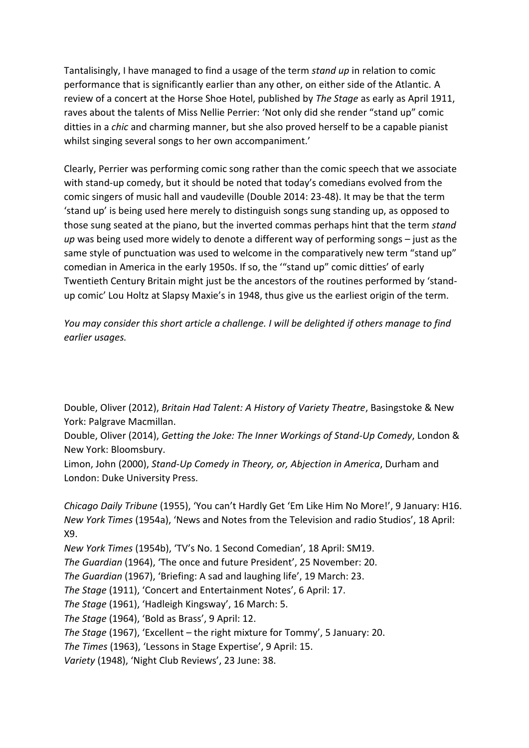Tantalisingly, I have managed to find a usage of the term *stand up* in relation to comic performance that is significantly earlier than any other, on either side of the Atlantic. A review of a concert at the Horse Shoe Hotel, published by *The Stage* as early as April 1911, raves about the talents of Miss Nellie Perrier: 'Not only did she render "stand up" comic ditties in a *chic* and charming manner, but she also proved herself to be a capable pianist whilst singing several songs to her own accompaniment.'

Clearly, Perrier was performing comic song rather than the comic speech that we associate with stand-up comedy, but it should be noted that today's comedians evolved from the comic singers of music hall and vaudeville (Double 2014: 23-48). It may be that the term 'stand up' is being used here merely to distinguish songs sung standing up, as opposed to those sung seated at the piano, but the inverted commas perhaps hint that the term *stand up* was being used more widely to denote a different way of performing songs – just as the same style of punctuation was used to welcome in the comparatively new term "stand up" comedian in America in the early 1950s. If so, the '"stand up" comic ditties' of early Twentieth Century Britain might just be the ancestors of the routines performed by 'stand-up comic' Lou Holtz at Slapsy Maxie's in 1948, thus give us the earliest origin of the term.

*You may consider this short article a challenge. I will be delighted if others manage to find earlier usages.*

Double, Oliver (2012), *Britain Had Talent: A History of Variety Theatre*, Basingstoke & New York: Palgrave Macmillan.
Double, Oliver (2014), *Getting the Joke: The Inner Workings of Stand-Up Comedy*, London & New York: Bloomsbury.
Limon, John (2000), *Stand-Up Comedy in Theory, or, Abjection in America*, Durham and London: Duke University Press.

*Chicago Daily Tribune* (1955), 'You can't Hardly Get 'Em Like Him No More!', 9 January: H16.
*New York Times* (1954a), 'News and Notes from the Television and radio Studios', 18 April: X9.
*New York Times* (1954b), 'TV's No. 1 Second Comedian', 18 April: SM19.
*The Guardian* (1964), 'The once and future President', 25 November: 20.
*The Guardian* (1967), 'Briefing: A sad and laughing life', 19 March: 23.
*The Stage* (1911), 'Concert and Entertainment Notes', 6 April: 17.
*The Stage* (1961), 'Hadleigh Kingsway', 16 March: 5.
*The Stage* (1964), 'Bold as Brass', 9 April: 12.
*The Stage* (1967), 'Excellent – the right mixture for Tommy', 5 January: 20.
*The Times* (1963), 'Lessons in Stage Expertise', 9 April: 15.
*Variety* (1948), 'Night Club Reviews', 23 June: 38.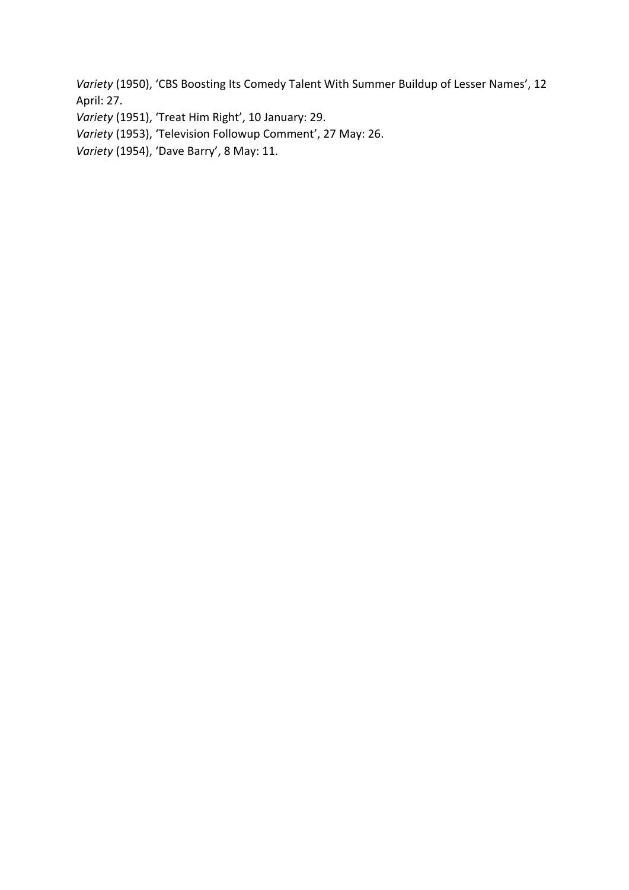*Variety* (1950), 'CBS Boosting Its Comedy Talent With Summer Buildup of Lesser Names', 12 April: 27.

*Variety* (1951), 'Treat Him Right', 10 January: 29.

*Variety* (1953), 'Television Followup Comment', 27 May: 26.

*Variety* (1954), 'Dave Barry', 8 May: 11.